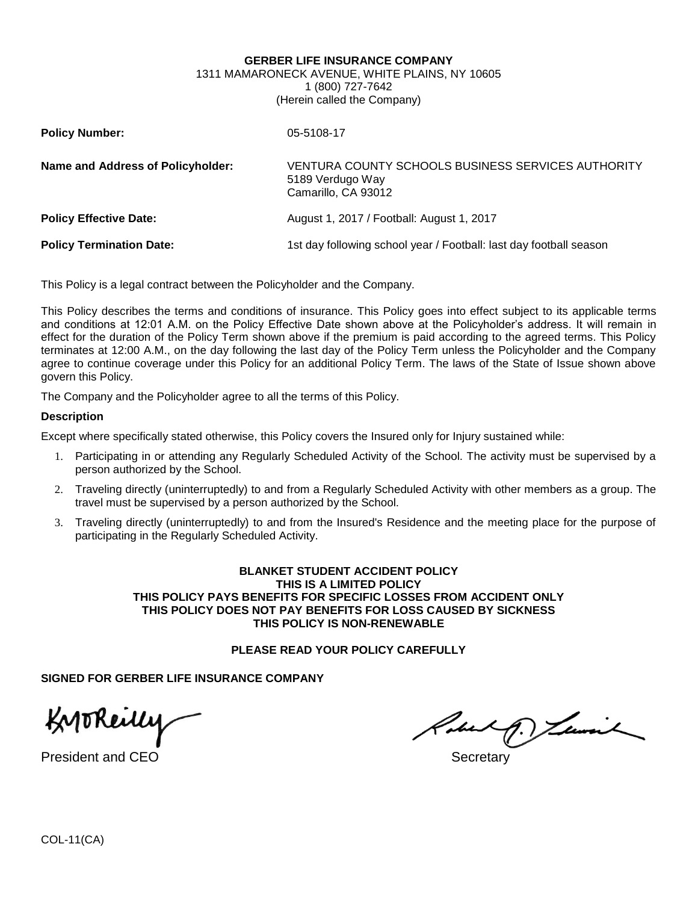**GERBER LIFE INSURANCE COMPANY**
1311 MAMARONECK AVENUE, WHITE PLAINS, NY 10605
1 (800) 727-7642
(Herein called the Company)

| | |
|---|---|
| **Policy Number:** | 05-5108-17 |
| **Name and Address of Policyholder:** | VENTURA COUNTY SCHOOLS BUSINESS SERVICES AUTHORITY<br>5189 Verdugo Way<br>Camarillo, CA 93012 |
| **Policy Effective Date:** | August 1, 2017 / Football: August 1, 2017 |
| **Policy Termination Date:** | 1st day following school year / Football: last day football season |

This Policy is a legal contract between the Policyholder and the Company.

This Policy describes the terms and conditions of insurance. This Policy goes into effect subject to its applicable terms and conditions at 12:01 A.M. on the Policy Effective Date shown above at the Policyholder's address. It will remain in effect for the duration of the Policy Term shown above if the premium is paid according to the agreed terms. This Policy terminates at 12:00 A.M., on the day following the last day of the Policy Term unless the Policyholder and the Company agree to continue coverage under this Policy for an additional Policy Term. The laws of the State of Issue shown above govern this Policy.

The Company and the Policyholder agree to all the terms of this Policy.

**Description**

Except where specifically stated otherwise, this Policy covers the Insured only for Injury sustained while:

1. Participating in or attending any Regularly Scheduled Activity of the School. The activity must be supervised by a person authorized by the School.
2. Traveling directly (uninterruptedly) to and from a Regularly Scheduled Activity with other members as a group. The travel must be supervised by a person authorized by the School.
3. Traveling directly (uninterruptedly) to and from the Insured's Residence and the meeting place for the purpose of participating in the Regularly Scheduled Activity.

**BLANKET STUDENT ACCIDENT POLICY**
**THIS IS A LIMITED POLICY**
**THIS POLICY PAYS BENEFITS FOR SPECIFIC LOSSES FROM ACCIDENT ONLY**
**THIS POLICY DOES NOT PAY BENEFITS FOR LOSS CAUSED BY SICKNESS**
**THIS POLICY IS NON-RENEWABLE**

**PLEASE READ YOUR POLICY CAREFULLY**

**SIGNED FOR GERBER LIFE INSURANCE COMPANY**

President and CEO

Secretary

COL-11(CA)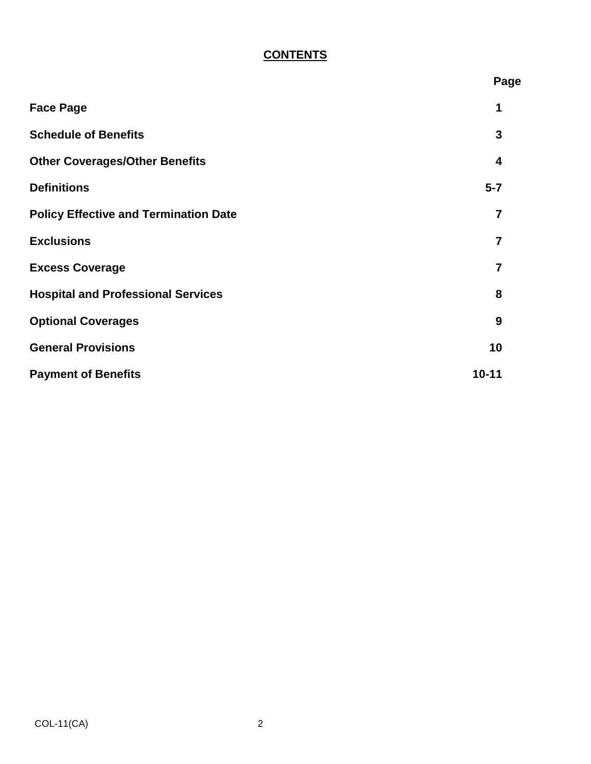# CONTENTS

| | Page |
|---|---|
| **Face Page** | **1** |
| **Schedule of Benefits** | **3** |
| **Other Coverages/Other Benefits** | **4** |
| **Definitions** | **5-7** |
| **Policy Effective and Termination Date** | **7** |
| **Exclusions** | **7** |
| **Excess Coverage** | **7** |
| **Hospital and Professional Services** | **8** |
| **Optional Coverages** | **9** |
| **General Provisions** | **10** |
| **Payment of Benefits** | **10-11** |

COL-11(CA)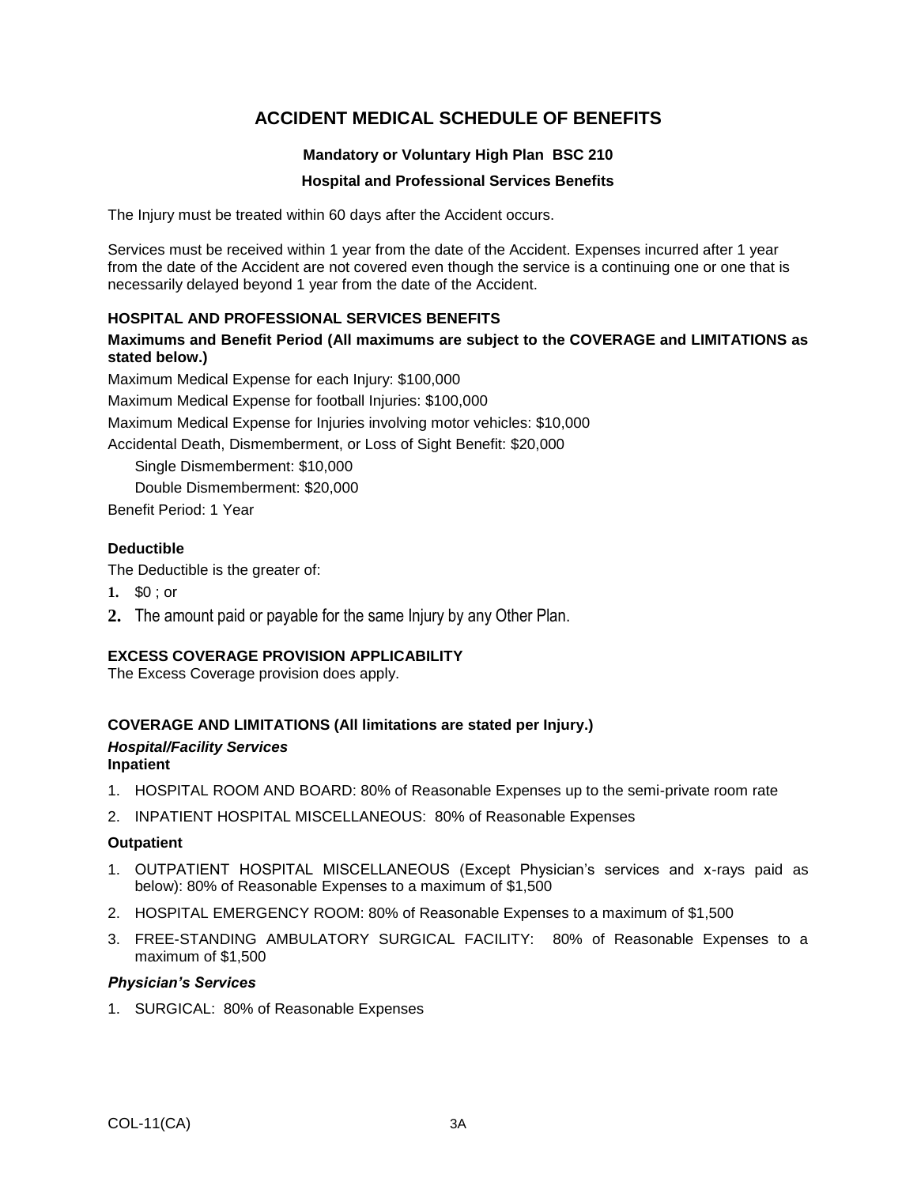# ACCIDENT MEDICAL SCHEDULE OF BENEFITS

**Mandatory or Voluntary High Plan BSC 210**

**Hospital and Professional Services Benefits**

The Injury must be treated within 60 days after the Accident occurs.

Services must be received within 1 year from the date of the Accident. Expenses incurred after 1 year from the date of the Accident are not covered even though the service is a continuing one or one that is necessarily delayed beyond 1 year from the date of the Accident.

### HOSPITAL AND PROFESSIONAL SERVICES BENEFITS

**Maximums and Benefit Period (All maximums are subject to the COVERAGE and LIMITATIONS as stated below.)**

Maximum Medical Expense for each Injury: $100,000

Maximum Medical Expense for football Injuries: $100,000

Maximum Medical Expense for Injuries involving motor vehicles: $10,000

Accidental Death, Dismemberment, or Loss of Sight Benefit: $20,000

- Single Dismemberment: $10,000
- Double Dismemberment: $20,000

Benefit Period: 1 Year

**Deductible**

The Deductible is the greater of:

1. $0 ; or
2. The amount paid or payable for the same Injury by any Other Plan.

### EXCESS COVERAGE PROVISION APPLICABILITY

The Excess Coverage provision does apply.

### COVERAGE AND LIMITATIONS (All limitations are stated per Injury.)

***Hospital/Facility Services***

**Inpatient**

1. HOSPITAL ROOM AND BOARD: 80% of Reasonable Expenses up to the semi-private room rate
2. INPATIENT HOSPITAL MISCELLANEOUS: 80% of Reasonable Expenses

**Outpatient**

1. OUTPATIENT HOSPITAL MISCELLANEOUS (Except Physician's services and x-rays paid as below): 80% of Reasonable Expenses to a maximum of $1,500
2. HOSPITAL EMERGENCY ROOM: 80% of Reasonable Expenses to a maximum of $1,500
3. FREE-STANDING AMBULATORY SURGICAL FACILITY: 80% of Reasonable Expenses to a maximum of $1,500

***Physician's Services***

1. SURGICAL: 80% of Reasonable Expenses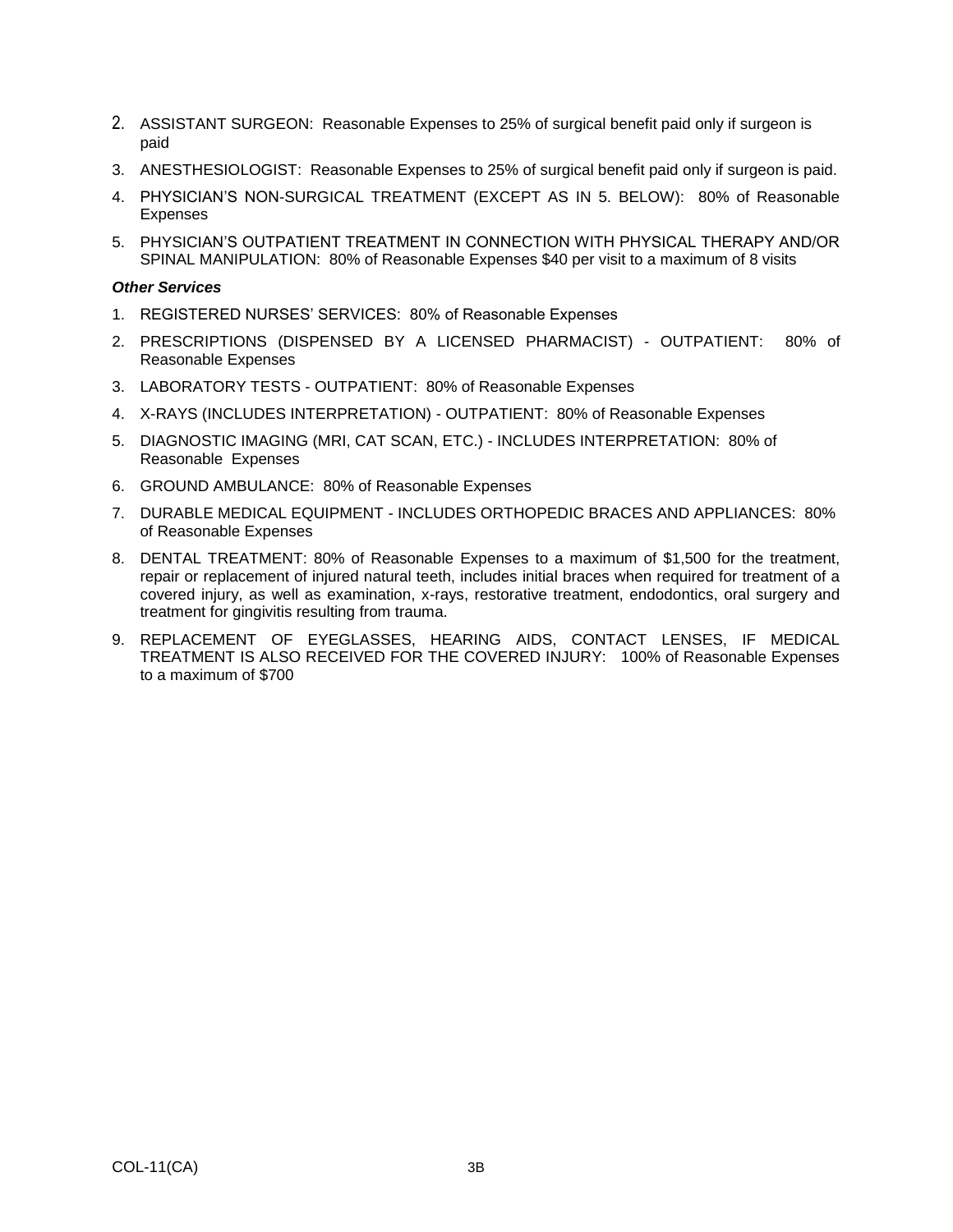2. ASSISTANT SURGEON: Reasonable Expenses to 25% of surgical benefit paid only if surgeon is paid
3. ANESTHESIOLOGIST: Reasonable Expenses to 25% of surgical benefit paid only if surgeon is paid.
4. PHYSICIAN'S NON-SURGICAL TREATMENT (EXCEPT AS IN 5. BELOW): 80% of Reasonable Expenses
5. PHYSICIAN'S OUTPATIENT TREATMENT IN CONNECTION WITH PHYSICAL THERAPY AND/OR SPINAL MANIPULATION: 80% of Reasonable Expenses $40 per visit to a maximum of 8 visits

***Other Services***

1. REGISTERED NURSES' SERVICES: 80% of Reasonable Expenses
2. PRESCRIPTIONS (DISPENSED BY A LICENSED PHARMACIST) - OUTPATIENT: 80% of Reasonable Expenses
3. LABORATORY TESTS - OUTPATIENT: 80% of Reasonable Expenses
4. X-RAYS (INCLUDES INTERPRETATION) - OUTPATIENT: 80% of Reasonable Expenses
5. DIAGNOSTIC IMAGING (MRI, CAT SCAN, ETC.) - INCLUDES INTERPRETATION: 80% of Reasonable Expenses
6. GROUND AMBULANCE: 80% of Reasonable Expenses
7. DURABLE MEDICAL EQUIPMENT - INCLUDES ORTHOPEDIC BRACES AND APPLIANCES: 80% of Reasonable Expenses
8. DENTAL TREATMENT: 80% of Reasonable Expenses to a maximum of $1,500 for the treatment, repair or replacement of injured natural teeth, includes initial braces when required for treatment of a covered injury, as well as examination, x-rays, restorative treatment, endodontics, oral surgery and treatment for gingivitis resulting from trauma.
9. REPLACEMENT OF EYEGLASSES, HEARING AIDS, CONTACT LENSES, IF MEDICAL TREATMENT IS ALSO RECEIVED FOR THE COVERED INJURY: 100% of Reasonable Expenses to a maximum of $700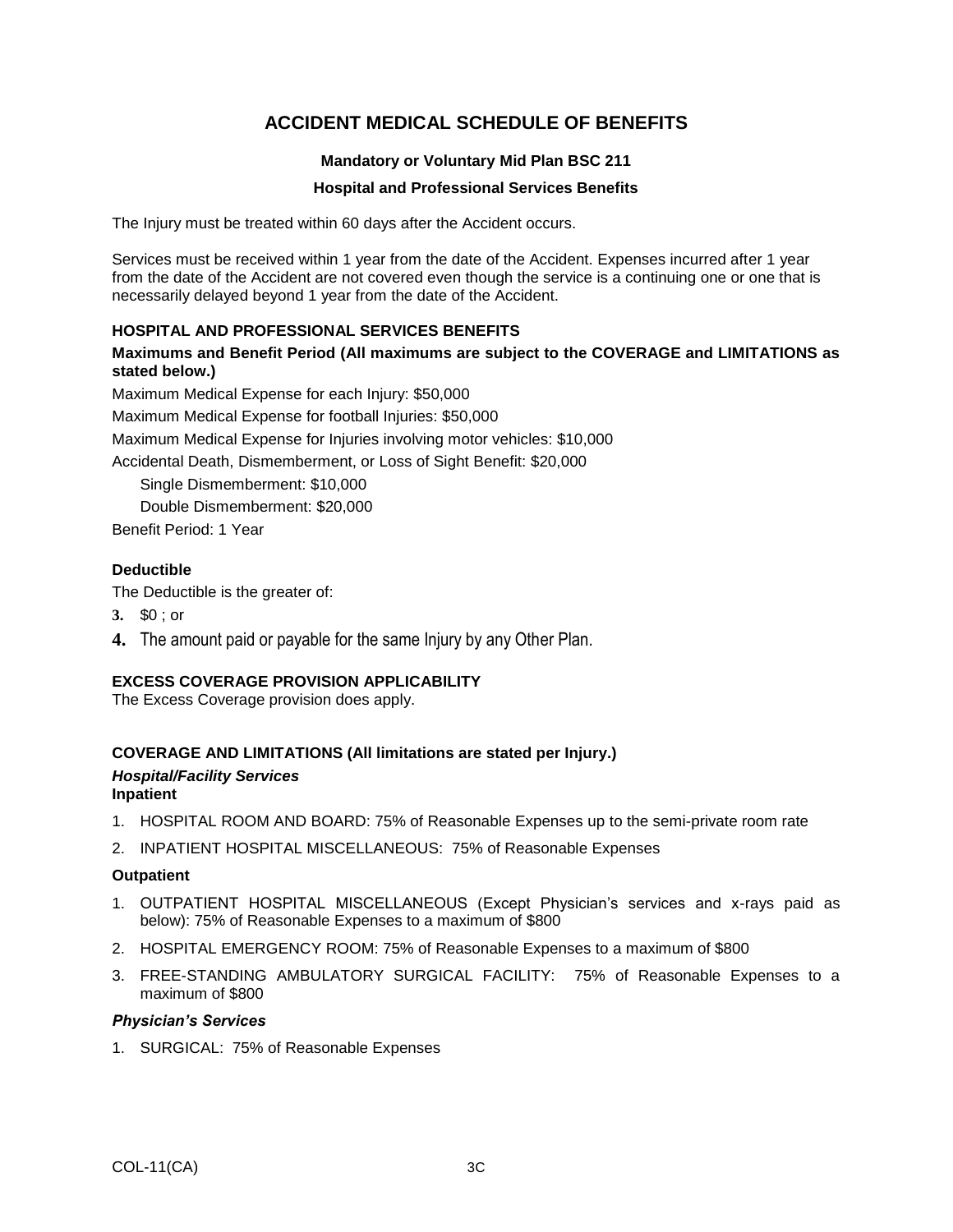# ACCIDENT MEDICAL SCHEDULE OF BENEFITS

### Mandatory or Voluntary Mid Plan BSC 211

### Hospital and Professional Services Benefits

The Injury must be treated within 60 days after the Accident occurs.

Services must be received within 1 year from the date of the Accident. Expenses incurred after 1 year from the date of the Accident are not covered even though the service is a continuing one or one that is necessarily delayed beyond 1 year from the date of the Accident.

**HOSPITAL AND PROFESSIONAL SERVICES BENEFITS**

**Maximums and Benefit Period (All maximums are subject to the COVERAGE and LIMITATIONS as stated below.)**

Maximum Medical Expense for each Injury: $50,000

Maximum Medical Expense for football Injuries: $50,000

Maximum Medical Expense for Injuries involving motor vehicles: $10,000

Accidental Death, Dismemberment, or Loss of Sight Benefit: $20,000

  Single Dismemberment: $10,000

  Double Dismemberment: $20,000

Benefit Period: 1 Year

**Deductible**

The Deductible is the greater of:

3. $0 ; or
4. The amount paid or payable for the same Injury by any Other Plan.

**EXCESS COVERAGE PROVISION APPLICABILITY**

The Excess Coverage provision does apply.

**COVERAGE AND LIMITATIONS (All limitations are stated per Injury.)**

***Hospital/Facility Services***

**Inpatient**

1. HOSPITAL ROOM AND BOARD: 75% of Reasonable Expenses up to the semi-private room rate
2. INPATIENT HOSPITAL MISCELLANEOUS: 75% of Reasonable Expenses

**Outpatient**

1. OUTPATIENT HOSPITAL MISCELLANEOUS (Except Physician's services and x-rays paid as below): 75% of Reasonable Expenses to a maximum of $800
2. HOSPITAL EMERGENCY ROOM: 75% of Reasonable Expenses to a maximum of $800
3. FREE-STANDING AMBULATORY SURGICAL FACILITY: 75% of Reasonable Expenses to a maximum of $800

***Physician's Services***

1. SURGICAL: 75% of Reasonable Expenses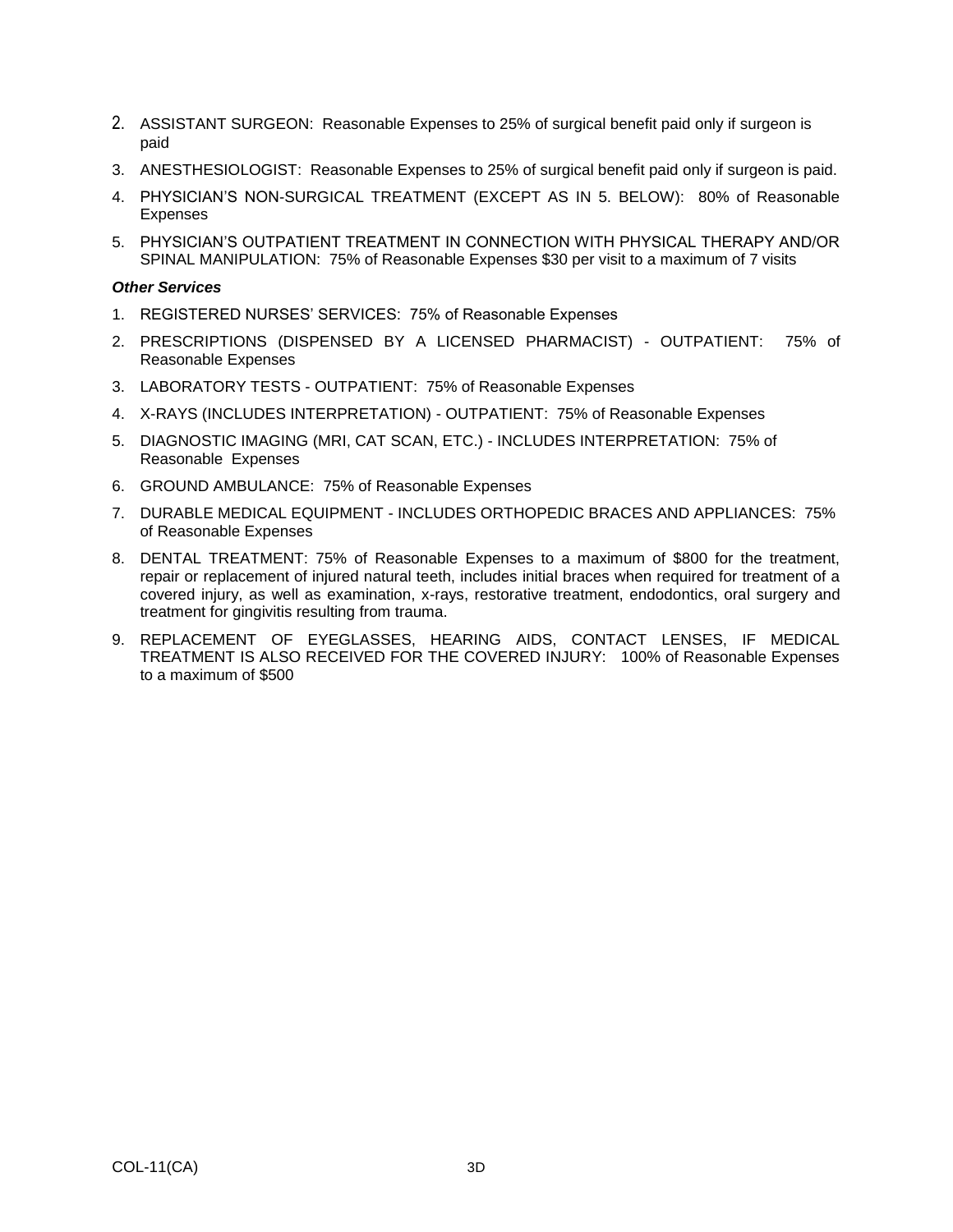2. ASSISTANT SURGEON: Reasonable Expenses to 25% of surgical benefit paid only if surgeon is paid
3. ANESTHESIOLOGIST: Reasonable Expenses to 25% of surgical benefit paid only if surgeon is paid.
4. PHYSICIAN'S NON-SURGICAL TREATMENT (EXCEPT AS IN 5. BELOW): 80% of Reasonable Expenses
5. PHYSICIAN'S OUTPATIENT TREATMENT IN CONNECTION WITH PHYSICAL THERAPY AND/OR SPINAL MANIPULATION: 75% of Reasonable Expenses $30 per visit to a maximum of 7 visits

***Other Services***

1. REGISTERED NURSES' SERVICES: 75% of Reasonable Expenses
2. PRESCRIPTIONS (DISPENSED BY A LICENSED PHARMACIST) - OUTPATIENT: 75% of Reasonable Expenses
3. LABORATORY TESTS - OUTPATIENT: 75% of Reasonable Expenses
4. X-RAYS (INCLUDES INTERPRETATION) - OUTPATIENT: 75% of Reasonable Expenses
5. DIAGNOSTIC IMAGING (MRI, CAT SCAN, ETC.) - INCLUDES INTERPRETATION: 75% of Reasonable Expenses
6. GROUND AMBULANCE: 75% of Reasonable Expenses
7. DURABLE MEDICAL EQUIPMENT - INCLUDES ORTHOPEDIC BRACES AND APPLIANCES: 75% of Reasonable Expenses
8. DENTAL TREATMENT: 75% of Reasonable Expenses to a maximum of $800 for the treatment, repair or replacement of injured natural teeth, includes initial braces when required for treatment of a covered injury, as well as examination, x-rays, restorative treatment, endodontics, oral surgery and treatment for gingivitis resulting from trauma.
9. REPLACEMENT OF EYEGLASSES, HEARING AIDS, CONTACT LENSES, IF MEDICAL TREATMENT IS ALSO RECEIVED FOR THE COVERED INJURY: 100% of Reasonable Expenses to a maximum of $500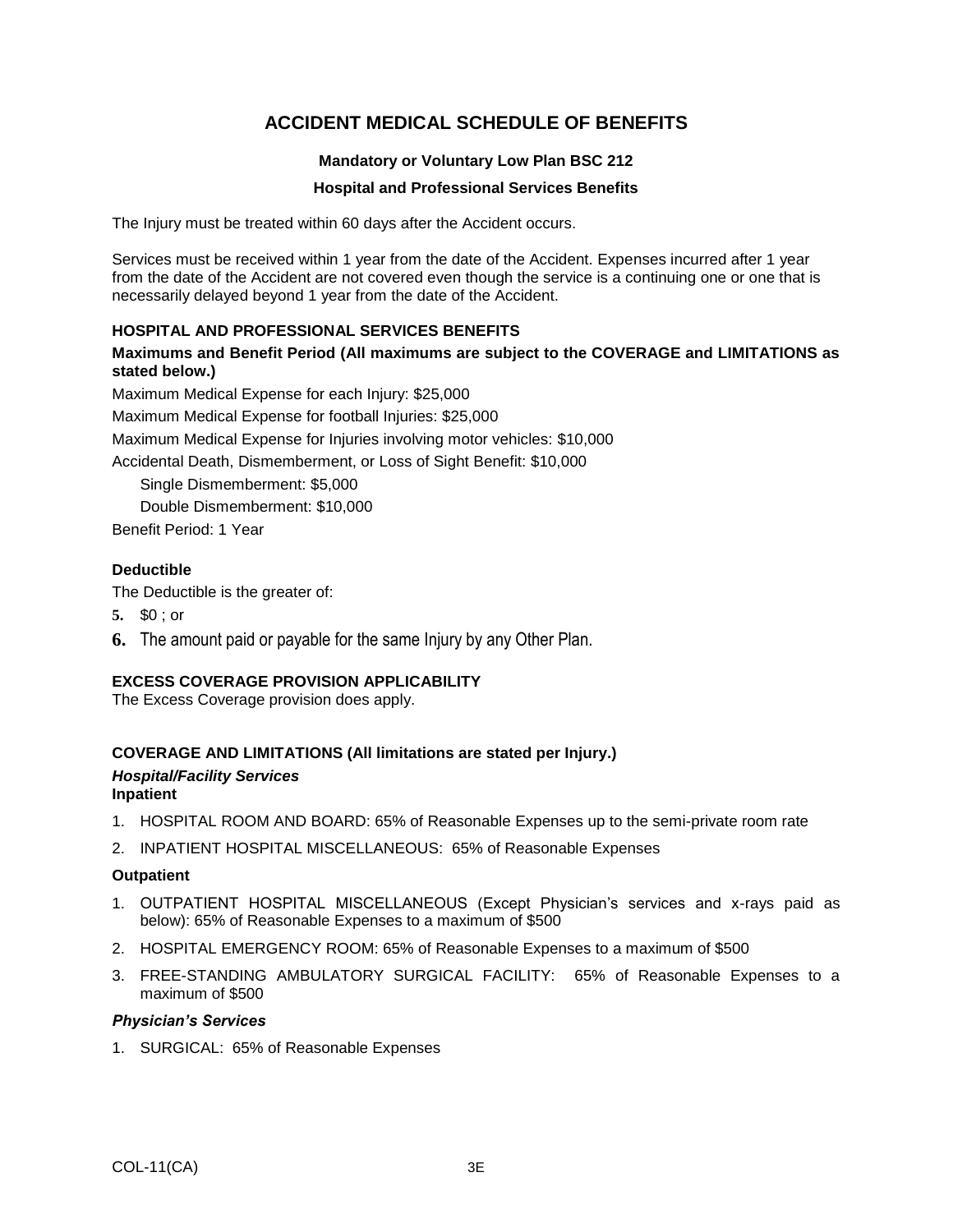# ACCIDENT MEDICAL SCHEDULE OF BENEFITS

### Mandatory or Voluntary Low Plan BSC 212

### Hospital and Professional Services Benefits

The Injury must be treated within 60 days after the Accident occurs.

Services must be received within 1 year from the date of the Accident. Expenses incurred after 1 year from the date of the Accident are not covered even though the service is a continuing one or one that is necessarily delayed beyond 1 year from the date of the Accident.

**HOSPITAL AND PROFESSIONAL SERVICES BENEFITS**

**Maximums and Benefit Period (All maximums are subject to the COVERAGE and LIMITATIONS as stated below.)**

Maximum Medical Expense for each Injury: $25,000

Maximum Medical Expense for football Injuries: $25,000

Maximum Medical Expense for Injuries involving motor vehicles: $10,000

Accidental Death, Dismemberment, or Loss of Sight Benefit: $10,000

Single Dismemberment: $5,000

Double Dismemberment: $10,000

Benefit Period: 1 Year

**Deductible**

The Deductible is the greater of:

5. $0 ; or
6. The amount paid or payable for the same Injury by any Other Plan.

**EXCESS COVERAGE PROVISION APPLICABILITY**

The Excess Coverage provision does apply.

**COVERAGE AND LIMITATIONS (All limitations are stated per Injury.)**

***Hospital/Facility Services***

**Inpatient**

1. HOSPITAL ROOM AND BOARD: 65% of Reasonable Expenses up to the semi-private room rate
2. INPATIENT HOSPITAL MISCELLANEOUS: 65% of Reasonable Expenses

**Outpatient**

1. OUTPATIENT HOSPITAL MISCELLANEOUS (Except Physician's services and x-rays paid as below): 65% of Reasonable Expenses to a maximum of $500
2. HOSPITAL EMERGENCY ROOM: 65% of Reasonable Expenses to a maximum of $500
3. FREE-STANDING AMBULATORY SURGICAL FACILITY: 65% of Reasonable Expenses to a maximum of $500

***Physician's Services***

1. SURGICAL: 65% of Reasonable Expenses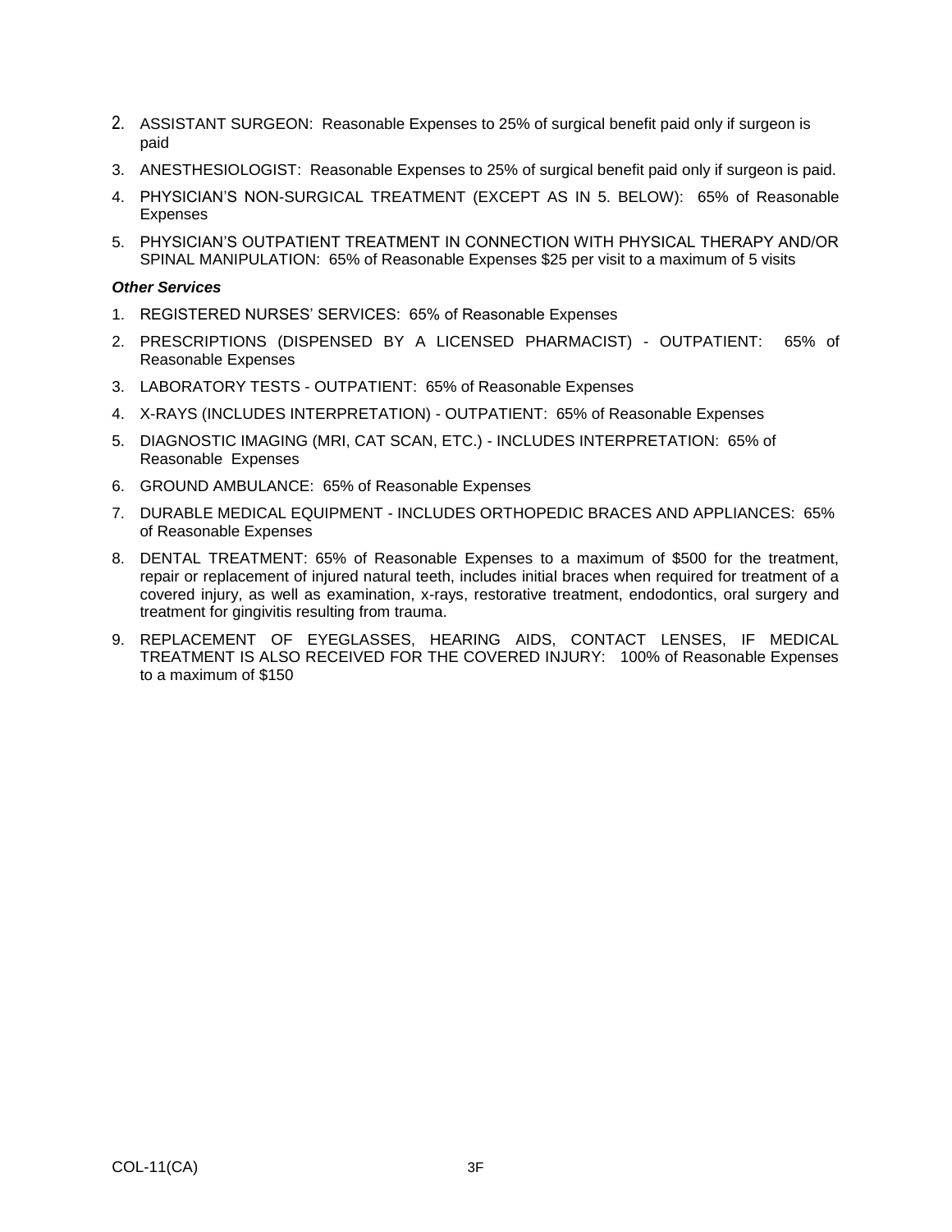2. ASSISTANT SURGEON: Reasonable Expenses to 25% of surgical benefit paid only if surgeon is paid
3. ANESTHESIOLOGIST: Reasonable Expenses to 25% of surgical benefit paid only if surgeon is paid.
4. PHYSICIAN'S NON-SURGICAL TREATMENT (EXCEPT AS IN 5. BELOW): 65% of Reasonable Expenses
5. PHYSICIAN'S OUTPATIENT TREATMENT IN CONNECTION WITH PHYSICAL THERAPY AND/OR SPINAL MANIPULATION: 65% of Reasonable Expenses $25 per visit to a maximum of 5 visits

***Other Services***

1. REGISTERED NURSES' SERVICES: 65% of Reasonable Expenses
2. PRESCRIPTIONS (DISPENSED BY A LICENSED PHARMACIST) - OUTPATIENT: 65% of Reasonable Expenses
3. LABORATORY TESTS - OUTPATIENT: 65% of Reasonable Expenses
4. X-RAYS (INCLUDES INTERPRETATION) - OUTPATIENT: 65% of Reasonable Expenses
5. DIAGNOSTIC IMAGING (MRI, CAT SCAN, ETC.) - INCLUDES INTERPRETATION: 65% of Reasonable Expenses
6. GROUND AMBULANCE: 65% of Reasonable Expenses
7. DURABLE MEDICAL EQUIPMENT - INCLUDES ORTHOPEDIC BRACES AND APPLIANCES: 65% of Reasonable Expenses
8. DENTAL TREATMENT: 65% of Reasonable Expenses to a maximum of $500 for the treatment, repair or replacement of injured natural teeth, includes initial braces when required for treatment of a covered injury, as well as examination, x-rays, restorative treatment, endodontics, oral surgery and treatment for gingivitis resulting from trauma.
9. REPLACEMENT OF EYEGLASSES, HEARING AIDS, CONTACT LENSES, IF MEDICAL TREATMENT IS ALSO RECEIVED FOR THE COVERED INJURY: 100% of Reasonable Expenses to a maximum of $150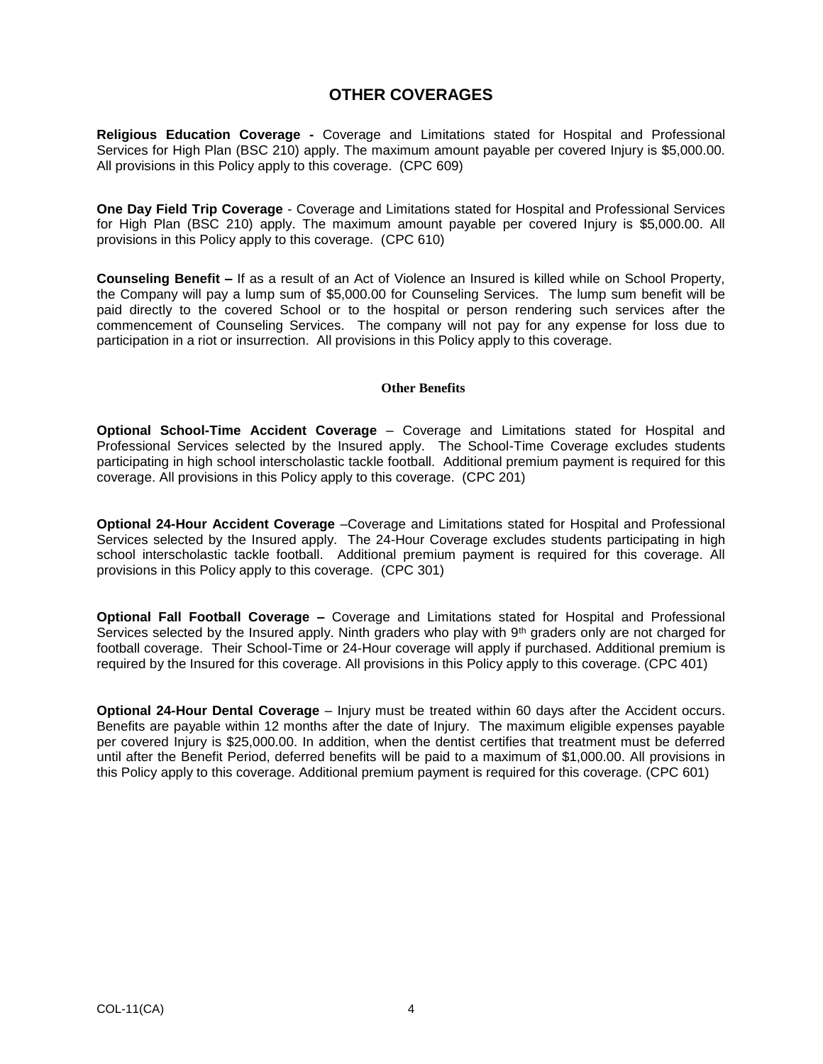# OTHER COVERAGES

**Religious Education Coverage -** Coverage and Limitations stated for Hospital and Professional Services for High Plan (BSC 210) apply. The maximum amount payable per covered Injury is $5,000.00. All provisions in this Policy apply to this coverage. (CPC 609)

**One Day Field Trip Coverage** - Coverage and Limitations stated for Hospital and Professional Services for High Plan (BSC 210) apply. The maximum amount payable per covered Injury is $5,000.00. All provisions in this Policy apply to this coverage. (CPC 610)

**Counseling Benefit –** If as a result of an Act of Violence an Insured is killed while on School Property, the Company will pay a lump sum of $5,000.00 for Counseling Services. The lump sum benefit will be paid directly to the covered School or to the hospital or person rendering such services after the commencement of Counseling Services. The company will not pay for any expense for loss due to participation in a riot or insurrection. All provisions in this Policy apply to this coverage.

## Other Benefits

**Optional School-Time Accident Coverage** – Coverage and Limitations stated for Hospital and Professional Services selected by the Insured apply. The School-Time Coverage excludes students participating in high school interscholastic tackle football. Additional premium payment is required for this coverage. All provisions in this Policy apply to this coverage. (CPC 201)

**Optional 24-Hour Accident Coverage** –Coverage and Limitations stated for Hospital and Professional Services selected by the Insured apply. The 24-Hour Coverage excludes students participating in high school interscholastic tackle football. Additional premium payment is required for this coverage. All provisions in this Policy apply to this coverage. (CPC 301)

**Optional Fall Football Coverage –** Coverage and Limitations stated for Hospital and Professional Services selected by the Insured apply. Ninth graders who play with 9th graders only are not charged for football coverage. Their School-Time or 24-Hour coverage will apply if purchased. Additional premium is required by the Insured for this coverage. All provisions in this Policy apply to this coverage. (CPC 401)

**Optional 24-Hour Dental Coverage** – Injury must be treated within 60 days after the Accident occurs. Benefits are payable within 12 months after the date of Injury. The maximum eligible expenses payable per covered Injury is $25,000.00. In addition, when the dentist certifies that treatment must be deferred until after the Benefit Period, deferred benefits will be paid to a maximum of $1,000.00. All provisions in this Policy apply to this coverage. Additional premium payment is required for this coverage. (CPC 601)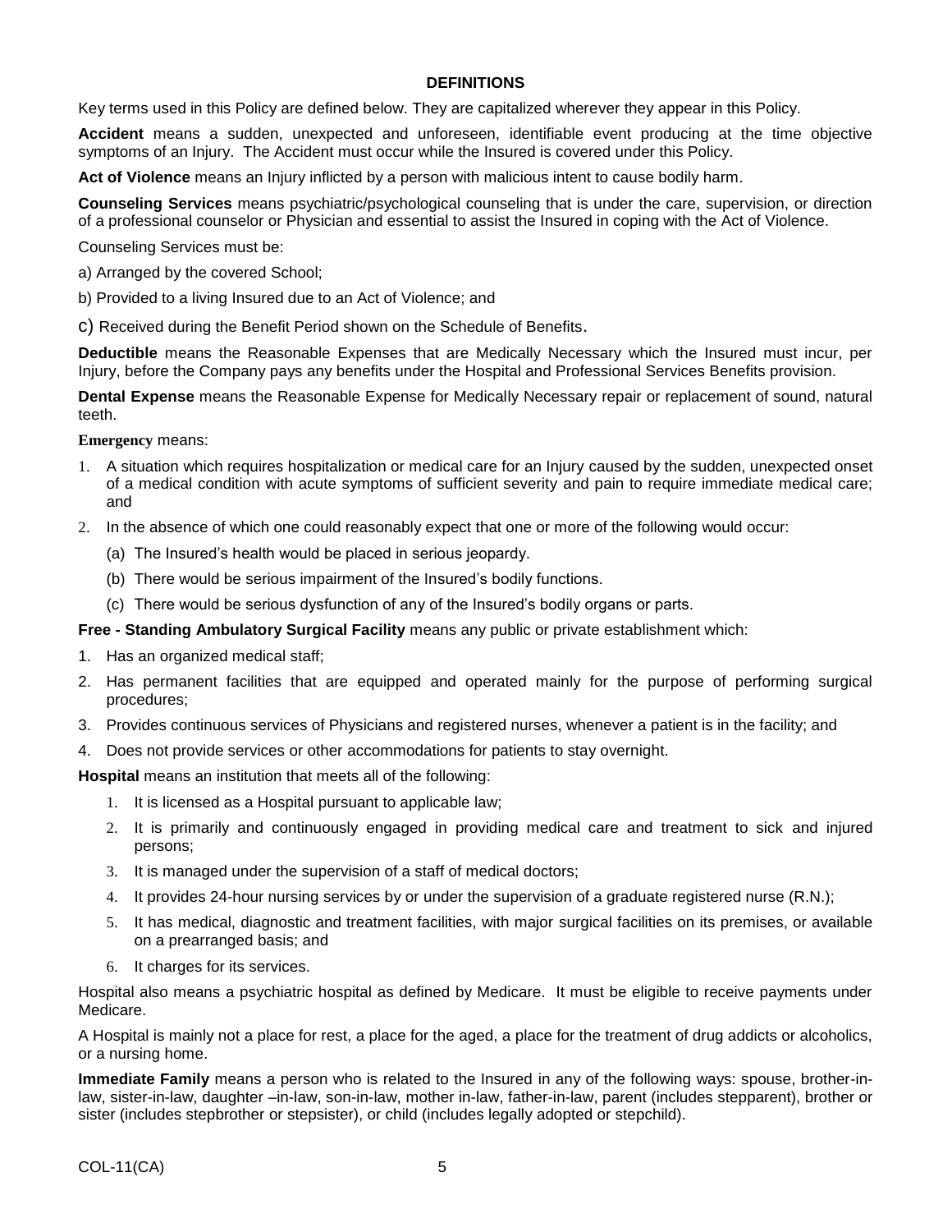## DEFINITIONS

Key terms used in this Policy are defined below. They are capitalized wherever they appear in this Policy.

**Accident** means a sudden, unexpected and unforeseen, identifiable event producing at the time objective symptoms of an Injury. The Accident must occur while the Insured is covered under this Policy.

**Act of Violence** means an Injury inflicted by a person with malicious intent to cause bodily harm.

**Counseling Services** means psychiatric/psychological counseling that is under the care, supervision, or direction of a professional counselor or Physician and essential to assist the Insured in coping with the Act of Violence.

Counseling Services must be:

a) Arranged by the covered School;

b) Provided to a living Insured due to an Act of Violence; and

c) Received during the Benefit Period shown on the Schedule of Benefits.

**Deductible** means the Reasonable Expenses that are Medically Necessary which the Insured must incur, per Injury, before the Company pays any benefits under the Hospital and Professional Services Benefits provision.

**Dental Expense** means the Reasonable Expense for Medically Necessary repair or replacement of sound, natural teeth.

**Emergency** means:

1. A situation which requires hospitalization or medical care for an Injury caused by the sudden, unexpected onset of a medical condition with acute symptoms of sufficient severity and pain to require immediate medical care; and
2. In the absence of which one could reasonably expect that one or more of the following would occur:
   (a) The Insured's health would be placed in serious jeopardy.
   (b) There would be serious impairment of the Insured's bodily functions.
   (c) There would be serious dysfunction of any of the Insured's bodily organs or parts.

**Free - Standing Ambulatory Surgical Facility** means any public or private establishment which:

1. Has an organized medical staff;
2. Has permanent facilities that are equipped and operated mainly for the purpose of performing surgical procedures;
3. Provides continuous services of Physicians and registered nurses, whenever a patient is in the facility; and
4. Does not provide services or other accommodations for patients to stay overnight.

**Hospital** means an institution that meets all of the following:

1. It is licensed as a Hospital pursuant to applicable law;
2. It is primarily and continuously engaged in providing medical care and treatment to sick and injured persons;
3. It is managed under the supervision of a staff of medical doctors;
4. It provides 24-hour nursing services by or under the supervision of a graduate registered nurse (R.N.);
5. It has medical, diagnostic and treatment facilities, with major surgical facilities on its premises, or available on a prearranged basis; and
6. It charges for its services.

Hospital also means a psychiatric hospital as defined by Medicare. It must be eligible to receive payments under Medicare.

A Hospital is mainly not a place for rest, a place for the aged, a place for the treatment of drug addicts or alcoholics, or a nursing home.

**Immediate Family** means a person who is related to the Insured in any of the following ways: spouse, brother-in-law, sister-in-law, daughter –in-law, son-in-law, mother in-law, father-in-law, parent (includes stepparent), brother or sister (includes stepbrother or stepsister), or child (includes legally adopted or stepchild).

COL-11(CA)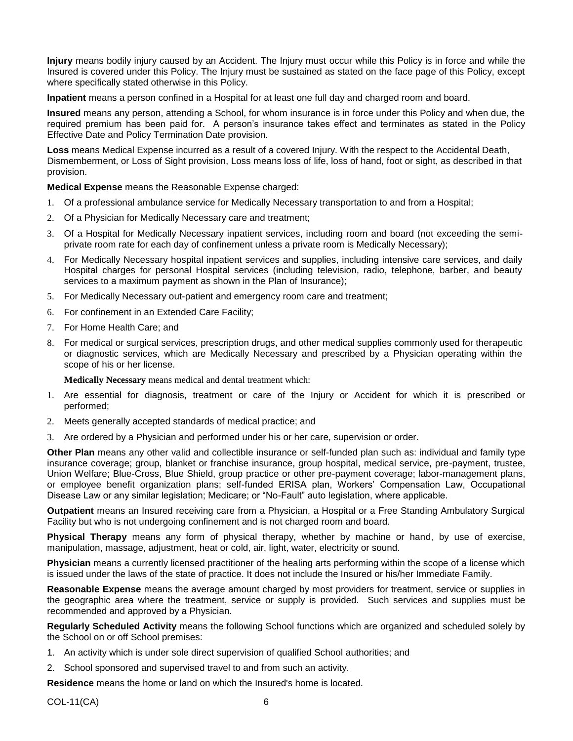**Injury** means bodily injury caused by an Accident. The Injury must occur while this Policy is in force and while the Insured is covered under this Policy. The Injury must be sustained as stated on the face page of this Policy, except where specifically stated otherwise in this Policy.

**Inpatient** means a person confined in a Hospital for at least one full day and charged room and board.

**Insured** means any person, attending a School, for whom insurance is in force under this Policy and when due, the required premium has been paid for. A person's insurance takes effect and terminates as stated in the Policy Effective Date and Policy Termination Date provision.

**Loss** means Medical Expense incurred as a result of a covered Injury. With the respect to the Accidental Death, Dismemberment, or Loss of Sight provision, Loss means loss of life, loss of hand, foot or sight, as described in that provision.

**Medical Expense** means the Reasonable Expense charged:

1. Of a professional ambulance service for Medically Necessary transportation to and from a Hospital;
2. Of a Physician for Medically Necessary care and treatment;
3. Of a Hospital for Medically Necessary inpatient services, including room and board (not exceeding the semi-private room rate for each day of confinement unless a private room is Medically Necessary);
4. For Medically Necessary hospital inpatient services and supplies, including intensive care services, and daily Hospital charges for personal Hospital services (including television, radio, telephone, barber, and beauty services to a maximum payment as shown in the Plan of Insurance);
5. For Medically Necessary out-patient and emergency room care and treatment;
6. For confinement in an Extended Care Facility;
7. For Home Health Care; and
8. For medical or surgical services, prescription drugs, and other medical supplies commonly used for therapeutic or diagnostic services, which are Medically Necessary and prescribed by a Physician operating within the scope of his or her license.

**Medically Necessary** means medical and dental treatment which:

1. Are essential for diagnosis, treatment or care of the Injury or Accident for which it is prescribed or performed;
2. Meets generally accepted standards of medical practice; and
3. Are ordered by a Physician and performed under his or her care, supervision or order.

**Other Plan** means any other valid and collectible insurance or self-funded plan such as: individual and family type insurance coverage; group, blanket or franchise insurance, group hospital, medical service, pre-payment, trustee, Union Welfare; Blue-Cross, Blue Shield, group practice or other pre-payment coverage; labor-management plans, or employee benefit organization plans; self-funded ERISA plan, Workers' Compensation Law, Occupational Disease Law or any similar legislation; Medicare; or "No-Fault" auto legislation, where applicable.

**Outpatient** means an Insured receiving care from a Physician, a Hospital or a Free Standing Ambulatory Surgical Facility but who is not undergoing confinement and is not charged room and board.

**Physical Therapy** means any form of physical therapy, whether by machine or hand, by use of exercise, manipulation, massage, adjustment, heat or cold, air, light, water, electricity or sound.

**Physician** means a currently licensed practitioner of the healing arts performing within the scope of a license which is issued under the laws of the state of practice. It does not include the Insured or his/her Immediate Family.

**Reasonable Expense** means the average amount charged by most providers for treatment, service or supplies in the geographic area where the treatment, service or supply is provided. Such services and supplies must be recommended and approved by a Physician.

**Regularly Scheduled Activity** means the following School functions which are organized and scheduled solely by the School on or off School premises:

1. An activity which is under sole direct supervision of qualified School authorities; and
2. School sponsored and supervised travel to and from such an activity.

**Residence** means the home or land on which the Insured's home is located.

COL-11(CA)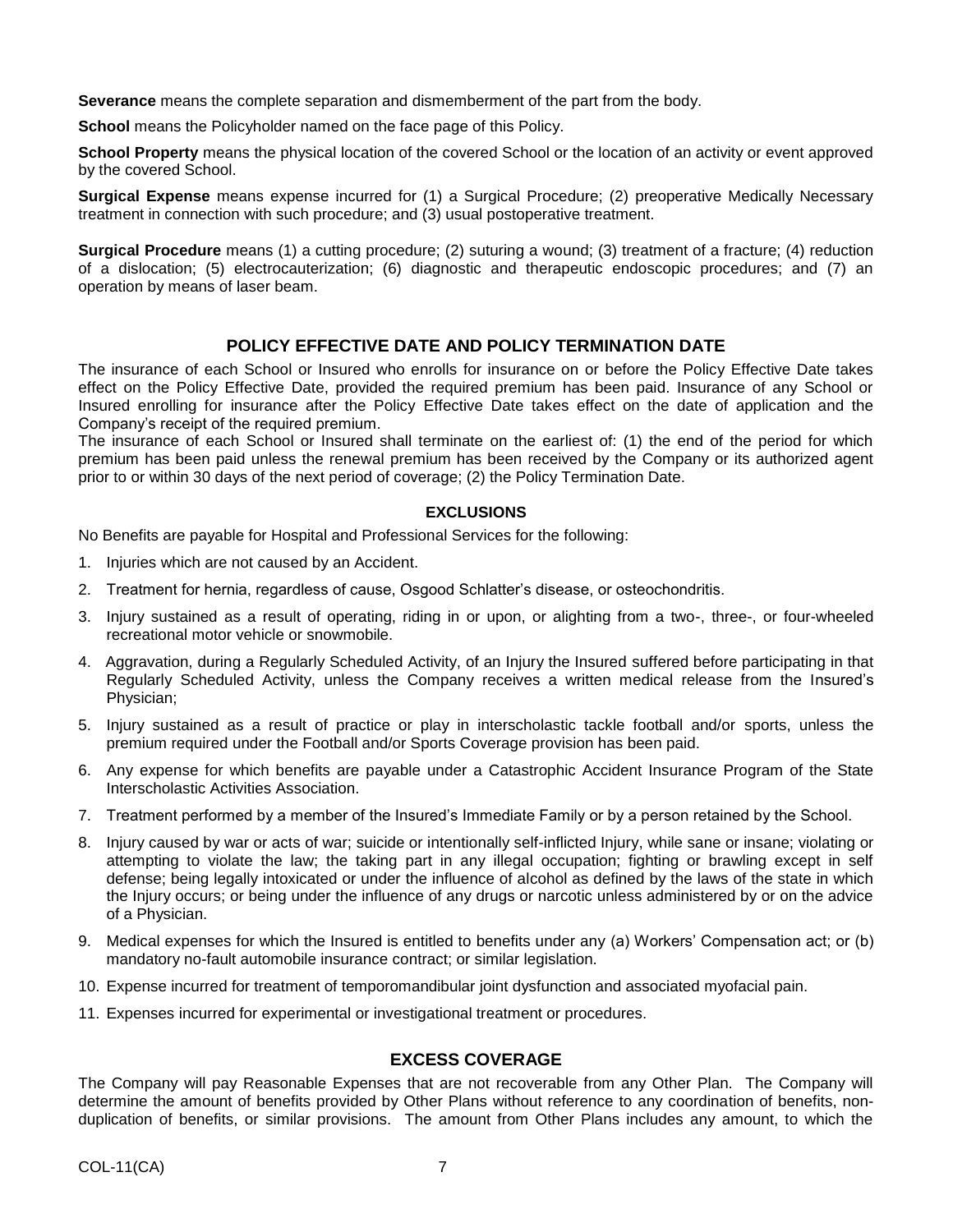**Severance** means the complete separation and dismemberment of the part from the body.

**School** means the Policyholder named on the face page of this Policy.

**School Property** means the physical location of the covered School or the location of an activity or event approved by the covered School.

**Surgical Expense** means expense incurred for (1) a Surgical Procedure; (2) preoperative Medically Necessary treatment in connection with such procedure; and (3) usual postoperative treatment.

**Surgical Procedure** means (1) a cutting procedure; (2) suturing a wound; (3) treatment of a fracture; (4) reduction of a dislocation; (5) electrocauterization; (6) diagnostic and therapeutic endoscopic procedures; and (7) an operation by means of laser beam.

## POLICY EFFECTIVE DATE AND POLICY TERMINATION DATE

The insurance of each School or Insured who enrolls for insurance on or before the Policy Effective Date takes effect on the Policy Effective Date, provided the required premium has been paid. Insurance of any School or Insured enrolling for insurance after the Policy Effective Date takes effect on the date of application and the Company's receipt of the required premium.

The insurance of each School or Insured shall terminate on the earliest of: (1) the end of the period for which premium has been paid unless the renewal premium has been received by the Company or its authorized agent prior to or within 30 days of the next period of coverage; (2) the Policy Termination Date.

### EXCLUSIONS

No Benefits are payable for Hospital and Professional Services for the following:

1. Injuries which are not caused by an Accident.
2. Treatment for hernia, regardless of cause, Osgood Schlatter's disease, or osteochondritis.
3. Injury sustained as a result of operating, riding in or upon, or alighting from a two-, three-, or four-wheeled recreational motor vehicle or snowmobile.
4. Aggravation, during a Regularly Scheduled Activity, of an Injury the Insured suffered before participating in that Regularly Scheduled Activity, unless the Company receives a written medical release from the Insured's Physician;
5. Injury sustained as a result of practice or play in interscholastic tackle football and/or sports, unless the premium required under the Football and/or Sports Coverage provision has been paid.
6. Any expense for which benefits are payable under a Catastrophic Accident Insurance Program of the State Interscholastic Activities Association.
7. Treatment performed by a member of the Insured's Immediate Family or by a person retained by the School.
8. Injury caused by war or acts of war; suicide or intentionally self-inflicted Injury, while sane or insane; violating or attempting to violate the law; the taking part in any illegal occupation; fighting or brawling except in self defense; being legally intoxicated or under the influence of alcohol as defined by the laws of the state in which the Injury occurs; or being under the influence of any drugs or narcotic unless administered by or on the advice of a Physician.
9. Medical expenses for which the Insured is entitled to benefits under any (a) Workers' Compensation act; or (b) mandatory no-fault automobile insurance contract; or similar legislation.
10. Expense incurred for treatment of temporomandibular joint dysfunction and associated myofacial pain.
11. Expenses incurred for experimental or investigational treatment or procedures.

## EXCESS COVERAGE

The Company will pay Reasonable Expenses that are not recoverable from any Other Plan. The Company will determine the amount of benefits provided by Other Plans without reference to any coordination of benefits, non-duplication of benefits, or similar provisions. The amount from Other Plans includes any amount, to which the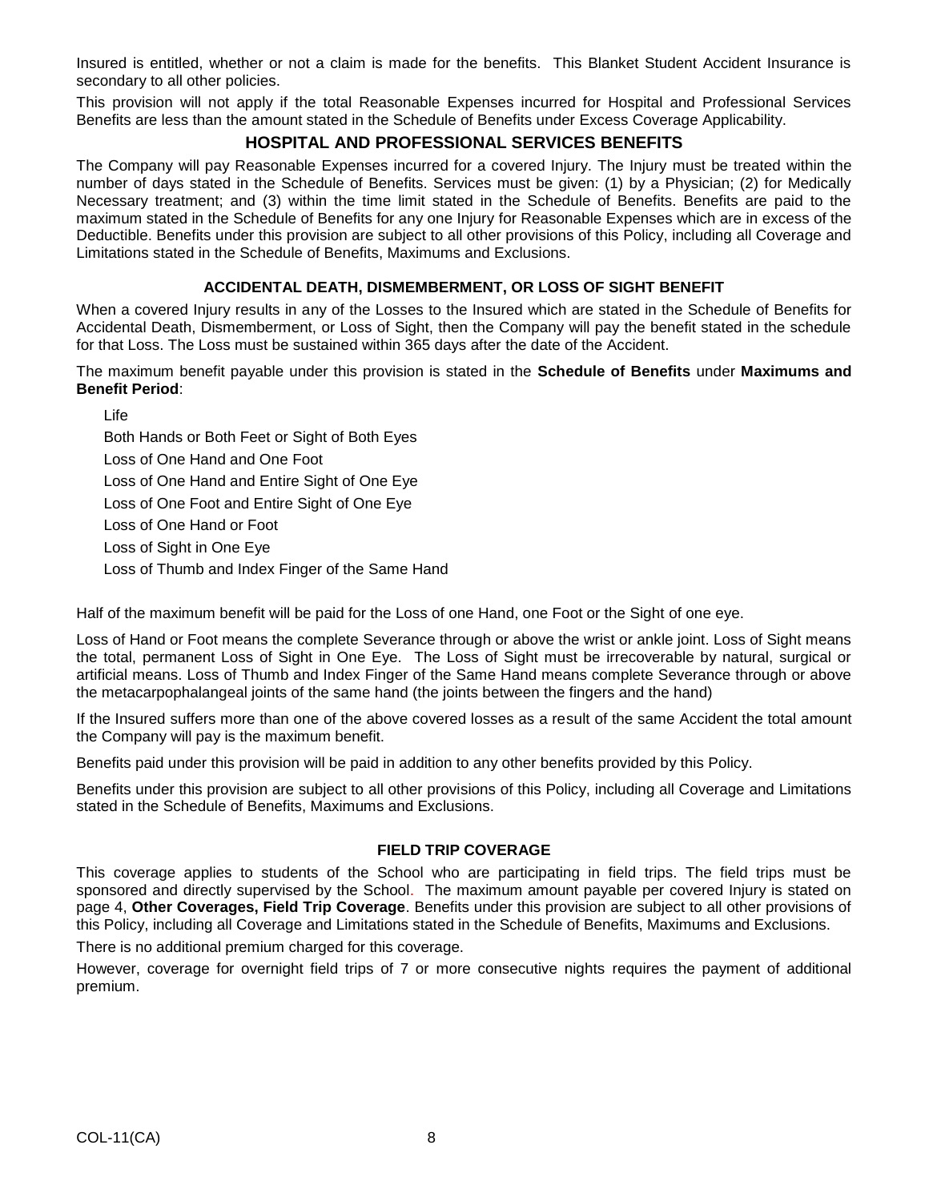Insured is entitled, whether or not a claim is made for the benefits. This Blanket Student Accident Insurance is secondary to all other policies.

This provision will not apply if the total Reasonable Expenses incurred for Hospital and Professional Services Benefits are less than the amount stated in the Schedule of Benefits under Excess Coverage Applicability.

## HOSPITAL AND PROFESSIONAL SERVICES BENEFITS

The Company will pay Reasonable Expenses incurred for a covered Injury. The Injury must be treated within the number of days stated in the Schedule of Benefits. Services must be given: (1) by a Physician; (2) for Medically Necessary treatment; and (3) within the time limit stated in the Schedule of Benefits. Benefits are paid to the maximum stated in the Schedule of Benefits for any one Injury for Reasonable Expenses which are in excess of the Deductible. Benefits under this provision are subject to all other provisions of this Policy, including all Coverage and Limitations stated in the Schedule of Benefits, Maximums and Exclusions.

### ACCIDENTAL DEATH, DISMEMBERMENT, OR LOSS OF SIGHT BENEFIT

When a covered Injury results in any of the Losses to the Insured which are stated in the Schedule of Benefits for Accidental Death, Dismemberment, or Loss of Sight, then the Company will pay the benefit stated in the schedule for that Loss. The Loss must be sustained within 365 days after the date of the Accident.

The maximum benefit payable under this provision is stated in the **Schedule of Benefits** under **Maximums and Benefit Period**:

Life
Both Hands or Both Feet or Sight of Both Eyes
Loss of One Hand and One Foot
Loss of One Hand and Entire Sight of One Eye
Loss of One Foot and Entire Sight of One Eye
Loss of One Hand or Foot
Loss of Sight in One Eye
Loss of Thumb and Index Finger of the Same Hand

Half of the maximum benefit will be paid for the Loss of one Hand, one Foot or the Sight of one eye.

Loss of Hand or Foot means the complete Severance through or above the wrist or ankle joint. Loss of Sight means the total, permanent Loss of Sight in One Eye. The Loss of Sight must be irrecoverable by natural, surgical or artificial means. Loss of Thumb and Index Finger of the Same Hand means complete Severance through or above the metacarpophalangeal joints of the same hand (the joints between the fingers and the hand)

If the Insured suffers more than one of the above covered losses as a result of the same Accident the total amount the Company will pay is the maximum benefit.

Benefits paid under this provision will be paid in addition to any other benefits provided by this Policy.

Benefits under this provision are subject to all other provisions of this Policy, including all Coverage and Limitations stated in the Schedule of Benefits, Maximums and Exclusions.

### FIELD TRIP COVERAGE

This coverage applies to students of the School who are participating in field trips. The field trips must be sponsored and directly supervised by the School. The maximum amount payable per covered Injury is stated on page 4, **Other Coverages, Field Trip Coverage**. Benefits under this provision are subject to all other provisions of this Policy, including all Coverage and Limitations stated in the Schedule of Benefits, Maximums and Exclusions.

There is no additional premium charged for this coverage.

However, coverage for overnight field trips of 7 or more consecutive nights requires the payment of additional premium.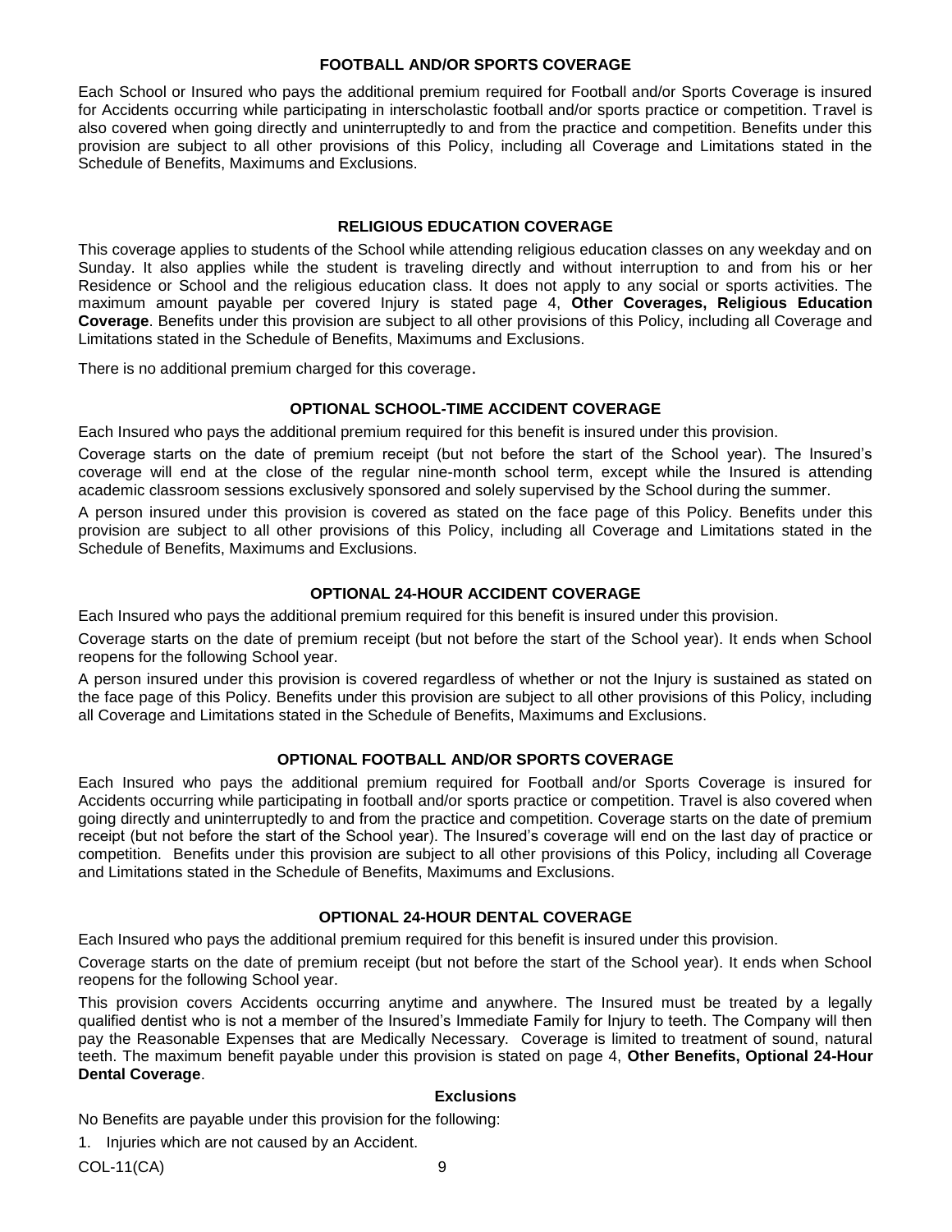## FOOTBALL AND/OR SPORTS COVERAGE

Each School or Insured who pays the additional premium required for Football and/or Sports Coverage is insured for Accidents occurring while participating in interscholastic football and/or sports practice or competition. Travel is also covered when going directly and uninterruptedly to and from the practice and competition. Benefits under this provision are subject to all other provisions of this Policy, including all Coverage and Limitations stated in the Schedule of Benefits, Maximums and Exclusions.

## RELIGIOUS EDUCATION COVERAGE

This coverage applies to students of the School while attending religious education classes on any weekday and on Sunday. It also applies while the student is traveling directly and without interruption to and from his or her Residence or School and the religious education class. It does not apply to any social or sports activities. The maximum amount payable per covered Injury is stated page 4, **Other Coverages, Religious Education Coverage**. Benefits under this provision are subject to all other provisions of this Policy, including all Coverage and Limitations stated in the Schedule of Benefits, Maximums and Exclusions.

There is no additional premium charged for this coverage.

## OPTIONAL SCHOOL-TIME ACCIDENT COVERAGE

Each Insured who pays the additional premium required for this benefit is insured under this provision.

Coverage starts on the date of premium receipt (but not before the start of the School year). The Insured's coverage will end at the close of the regular nine-month school term, except while the Insured is attending academic classroom sessions exclusively sponsored and solely supervised by the School during the summer.

A person insured under this provision is covered as stated on the face page of this Policy. Benefits under this provision are subject to all other provisions of this Policy, including all Coverage and Limitations stated in the Schedule of Benefits, Maximums and Exclusions.

## OPTIONAL 24-HOUR ACCIDENT COVERAGE

Each Insured who pays the additional premium required for this benefit is insured under this provision.

Coverage starts on the date of premium receipt (but not before the start of the School year). It ends when School reopens for the following School year.

A person insured under this provision is covered regardless of whether or not the Injury is sustained as stated on the face page of this Policy. Benefits under this provision are subject to all other provisions of this Policy, including all Coverage and Limitations stated in the Schedule of Benefits, Maximums and Exclusions.

## OPTIONAL FOOTBALL AND/OR SPORTS COVERAGE

Each Insured who pays the additional premium required for Football and/or Sports Coverage is insured for Accidents occurring while participating in football and/or sports practice or competition. Travel is also covered when going directly and uninterruptedly to and from the practice and competition. Coverage starts on the date of premium receipt (but not before the start of the School year). The Insured's coverage will end on the last day of practice or competition. Benefits under this provision are subject to all other provisions of this Policy, including all Coverage and Limitations stated in the Schedule of Benefits, Maximums and Exclusions.

## OPTIONAL 24-HOUR DENTAL COVERAGE

Each Insured who pays the additional premium required for this benefit is insured under this provision.

Coverage starts on the date of premium receipt (but not before the start of the School year). It ends when School reopens for the following School year.

This provision covers Accidents occurring anytime and anywhere. The Insured must be treated by a legally qualified dentist who is not a member of the Insured's Immediate Family for Injury to teeth. The Company will then pay the Reasonable Expenses that are Medically Necessary. Coverage is limited to treatment of sound, natural teeth. The maximum benefit payable under this provision is stated on page 4, **Other Benefits, Optional 24-Hour Dental Coverage**.

### Exclusions

No Benefits are payable under this provision for the following:

1. Injuries which are not caused by an Accident.

COL-11(CA)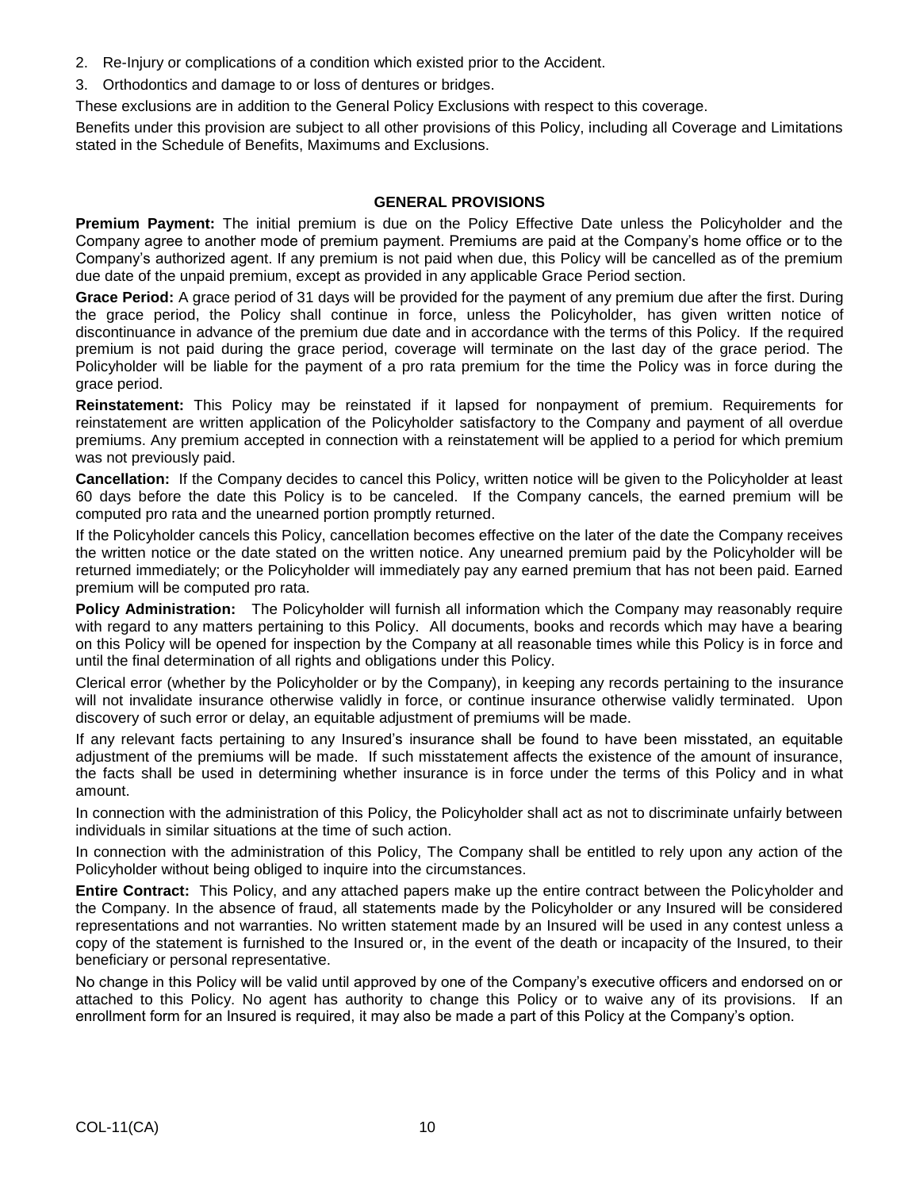2. Re-Injury or complications of a condition which existed prior to the Accident.
3. Orthodontics and damage to or loss of dentures or bridges.

These exclusions are in addition to the General Policy Exclusions with respect to this coverage.

Benefits under this provision are subject to all other provisions of this Policy, including all Coverage and Limitations stated in the Schedule of Benefits, Maximums and Exclusions.

## GENERAL PROVISIONS

**Premium Payment:** The initial premium is due on the Policy Effective Date unless the Policyholder and the Company agree to another mode of premium payment. Premiums are paid at the Company's home office or to the Company's authorized agent. If any premium is not paid when due, this Policy will be cancelled as of the premium due date of the unpaid premium, except as provided in any applicable Grace Period section.

**Grace Period:** A grace period of 31 days will be provided for the payment of any premium due after the first. During the grace period, the Policy shall continue in force, unless the Policyholder, has given written notice of discontinuance in advance of the premium due date and in accordance with the terms of this Policy. If the required premium is not paid during the grace period, coverage will terminate on the last day of the grace period. The Policyholder will be liable for the payment of a pro rata premium for the time the Policy was in force during the grace period.

**Reinstatement:** This Policy may be reinstated if it lapsed for nonpayment of premium. Requirements for reinstatement are written application of the Policyholder satisfactory to the Company and payment of all overdue premiums. Any premium accepted in connection with a reinstatement will be applied to a period for which premium was not previously paid.

**Cancellation:** If the Company decides to cancel this Policy, written notice will be given to the Policyholder at least 60 days before the date this Policy is to be canceled. If the Company cancels, the earned premium will be computed pro rata and the unearned portion promptly returned.

If the Policyholder cancels this Policy, cancellation becomes effective on the later of the date the Company receives the written notice or the date stated on the written notice. Any unearned premium paid by the Policyholder will be returned immediately; or the Policyholder will immediately pay any earned premium that has not been paid. Earned premium will be computed pro rata.

**Policy Administration:** The Policyholder will furnish all information which the Company may reasonably require with regard to any matters pertaining to this Policy. All documents, books and records which may have a bearing on this Policy will be opened for inspection by the Company at all reasonable times while this Policy is in force and until the final determination of all rights and obligations under this Policy.

Clerical error (whether by the Policyholder or by the Company), in keeping any records pertaining to the insurance will not invalidate insurance otherwise validly in force, or continue insurance otherwise validly terminated. Upon discovery of such error or delay, an equitable adjustment of premiums will be made.

If any relevant facts pertaining to any Insured's insurance shall be found to have been misstated, an equitable adjustment of the premiums will be made. If such misstatement affects the existence of the amount of insurance, the facts shall be used in determining whether insurance is in force under the terms of this Policy and in what amount.

In connection with the administration of this Policy, the Policyholder shall act as not to discriminate unfairly between individuals in similar situations at the time of such action.

In connection with the administration of this Policy, The Company shall be entitled to rely upon any action of the Policyholder without being obliged to inquire into the circumstances.

**Entire Contract:** This Policy, and any attached papers make up the entire contract between the Policyholder and the Company. In the absence of fraud, all statements made by the Policyholder or any Insured will be considered representations and not warranties. No written statement made by an Insured will be used in any contest unless a copy of the statement is furnished to the Insured or, in the event of the death or incapacity of the Insured, to their beneficiary or personal representative.

No change in this Policy will be valid until approved by one of the Company's executive officers and endorsed on or attached to this Policy. No agent has authority to change this Policy or to waive any of its provisions. If an enrollment form for an Insured is required, it may also be made a part of this Policy at the Company's option.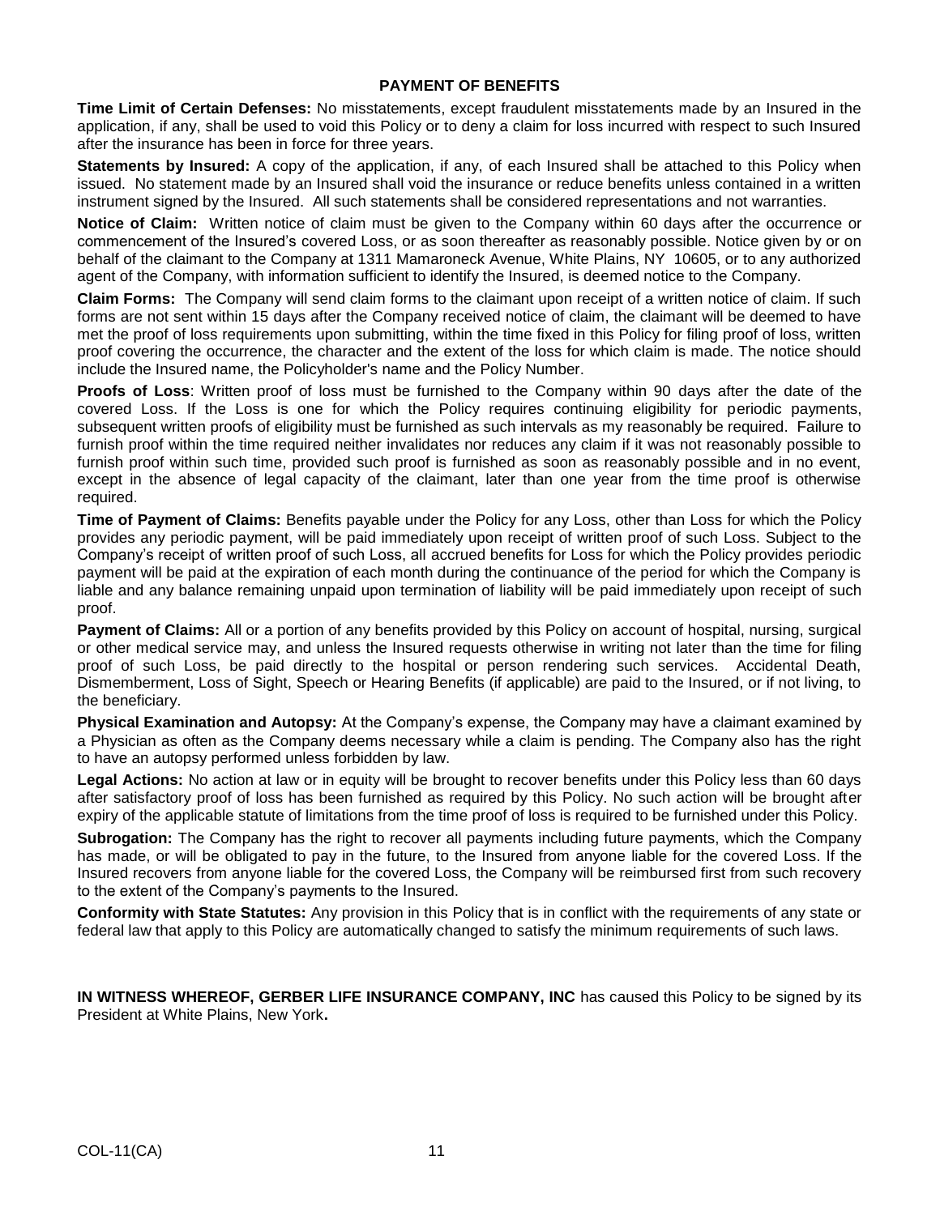## PAYMENT OF BENEFITS

**Time Limit of Certain Defenses:** No misstatements, except fraudulent misstatements made by an Insured in the application, if any, shall be used to void this Policy or to deny a claim for loss incurred with respect to such Insured after the insurance has been in force for three years.

**Statements by Insured:** A copy of the application, if any, of each Insured shall be attached to this Policy when issued. No statement made by an Insured shall void the insurance or reduce benefits unless contained in a written instrument signed by the Insured. All such statements shall be considered representations and not warranties.

**Notice of Claim:** Written notice of claim must be given to the Company within 60 days after the occurrence or commencement of the Insured's covered Loss, or as soon thereafter as reasonably possible. Notice given by or on behalf of the claimant to the Company at 1311 Mamaroneck Avenue, White Plains, NY 10605, or to any authorized agent of the Company, with information sufficient to identify the Insured, is deemed notice to the Company.

**Claim Forms:** The Company will send claim forms to the claimant upon receipt of a written notice of claim. If such forms are not sent within 15 days after the Company received notice of claim, the claimant will be deemed to have met the proof of loss requirements upon submitting, within the time fixed in this Policy for filing proof of loss, written proof covering the occurrence, the character and the extent of the loss for which claim is made. The notice should include the Insured name, the Policyholder's name and the Policy Number.

**Proofs of Loss**: Written proof of loss must be furnished to the Company within 90 days after the date of the covered Loss. If the Loss is one for which the Policy requires continuing eligibility for periodic payments, subsequent written proofs of eligibility must be furnished as such intervals as my reasonably be required. Failure to furnish proof within the time required neither invalidates nor reduces any claim if it was not reasonably possible to furnish proof within such time, provided such proof is furnished as soon as reasonably possible and in no event, except in the absence of legal capacity of the claimant, later than one year from the time proof is otherwise required.

**Time of Payment of Claims:** Benefits payable under the Policy for any Loss, other than Loss for which the Policy provides any periodic payment, will be paid immediately upon receipt of written proof of such Loss. Subject to the Company's receipt of written proof of such Loss, all accrued benefits for Loss for which the Policy provides periodic payment will be paid at the expiration of each month during the continuance of the period for which the Company is liable and any balance remaining unpaid upon termination of liability will be paid immediately upon receipt of such proof.

**Payment of Claims:** All or a portion of any benefits provided by this Policy on account of hospital, nursing, surgical or other medical service may, and unless the Insured requests otherwise in writing not later than the time for filing proof of such Loss, be paid directly to the hospital or person rendering such services. Accidental Death, Dismemberment, Loss of Sight, Speech or Hearing Benefits (if applicable) are paid to the Insured, or if not living, to the beneficiary.

**Physical Examination and Autopsy:** At the Company's expense, the Company may have a claimant examined by a Physician as often as the Company deems necessary while a claim is pending. The Company also has the right to have an autopsy performed unless forbidden by law.

**Legal Actions:** No action at law or in equity will be brought to recover benefits under this Policy less than 60 days after satisfactory proof of loss has been furnished as required by this Policy. No such action will be brought after expiry of the applicable statute of limitations from the time proof of loss is required to be furnished under this Policy.

**Subrogation:** The Company has the right to recover all payments including future payments, which the Company has made, or will be obligated to pay in the future, to the Insured from anyone liable for the covered Loss. If the Insured recovers from anyone liable for the covered Loss, the Company will be reimbursed first from such recovery to the extent of the Company's payments to the Insured.

**Conformity with State Statutes:** Any provision in this Policy that is in conflict with the requirements of any state or federal law that apply to this Policy are automatically changed to satisfy the minimum requirements of such laws.

**IN WITNESS WHEREOF, GERBER LIFE INSURANCE COMPANY, INC** has caused this Policy to be signed by its President at White Plains, New York**.**

COL-11(CA)